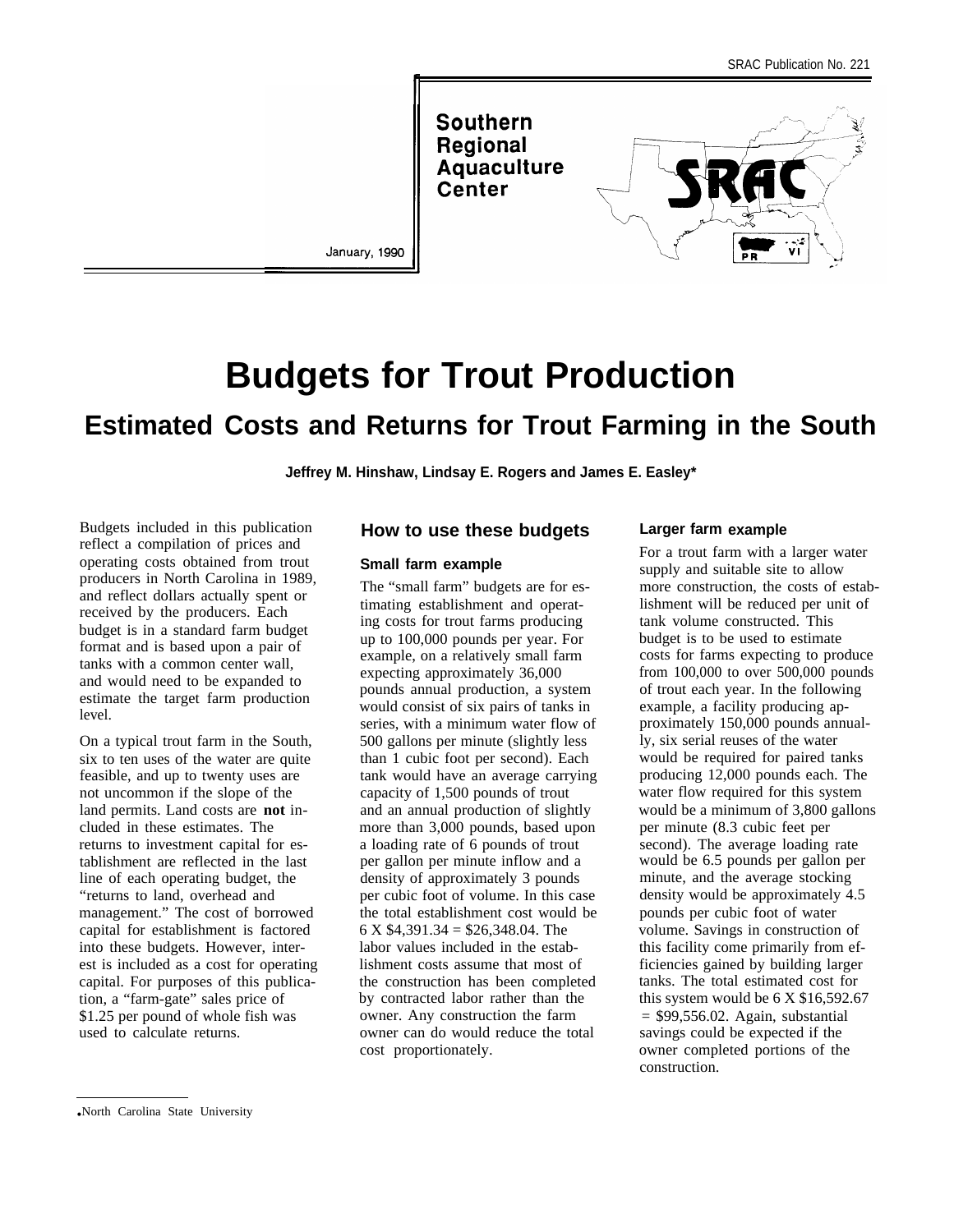SRAC Publication No. 221

Southern Regional Aquaculture Center

January, 1990

# Budgets for Trout Production

## Estimated Costs and Returns for Trout Farming in the South

**Jeffrey M. Hinshaw, Lindsay E. Rogers and James E. Easley***

Budgets included in this publication reflect a compilation of prices and operating costs obtained from trout producers in North Carolina in 1989, and reflect dollars actually spent or received by the producers. Each budget is in a standard farm budget format and is based upon a pair of tanks with a common center wall, and would need to be expanded to estimate the target farm production level.

On a typical trout farm in the South, six to ten uses of the water are quite feasible, and up to twenty uses are not uncommon if the slope of the land permits. Land costs are **not** included in these estimates. The returns to investment capital for establishment are reflected in the last line of each operating budget, the "returns to land, overhead and management." The cost of borrowed capital for establishment is factored into these budgets. However, interest is included as a cost for operating capital. For purposes of this publication, a "farm-gate" sales price of $1.25 per pound of whole fish was used to calculate returns.

## How to use these budgets

### Small farm example

The "small farm" budgets are for estimating establishment and operating costs for trout farms producing up to 100,000 pounds per year. For example, on a relatively small farm expecting approximately 36,000 pounds annual production, a system would consist of six pairs of tanks in series, with a minimum water flow of 500 gallons per minute (slightly less than 1 cubic foot per second). Each tank would have an average carrying capacity of 1,500 pounds of trout and an annual production of slightly more than 3,000 pounds, based upon a loading rate of 6 pounds of trout per gallon per minute inflow and a density of approximately 3 pounds per cubic foot of volume. In this case the total establishment cost would be 6 X $4,391.34 = $26,348.04. The labor values included in the establishment costs assume that most of the construction has been completed by contracted labor rather than the owner. Any construction the farm owner can do would reduce the total cost proportionately.

### Larger farm example

For a trout farm with a larger water supply and suitable site to allow more construction, the costs of establishment will be reduced per unit of tank volume constructed. This budget is to be used to estimate costs for farms expecting to produce from 100,000 to over 500,000 pounds of trout each year. In the following example, a facility producing approximately 150,000 pounds annually, six serial reuses of the water would be required for paired tanks producing 12,000 pounds each. The water flow required for this system would be a minimum of 3,800 gallons per minute (8.3 cubic feet per second). The average loading rate would be 6.5 pounds per gallon per minute, and the average stocking density would be approximately 4.5 pounds per cubic foot of water volume. Savings in construction of this facility come primarily from efficiencies gained by building larger tanks. The total estimated cost for this system would be 6 X $16,592.67 = $99,556.02. Again, substantial savings could be expected if the owner completed portions of the construction.

*North Carolina State University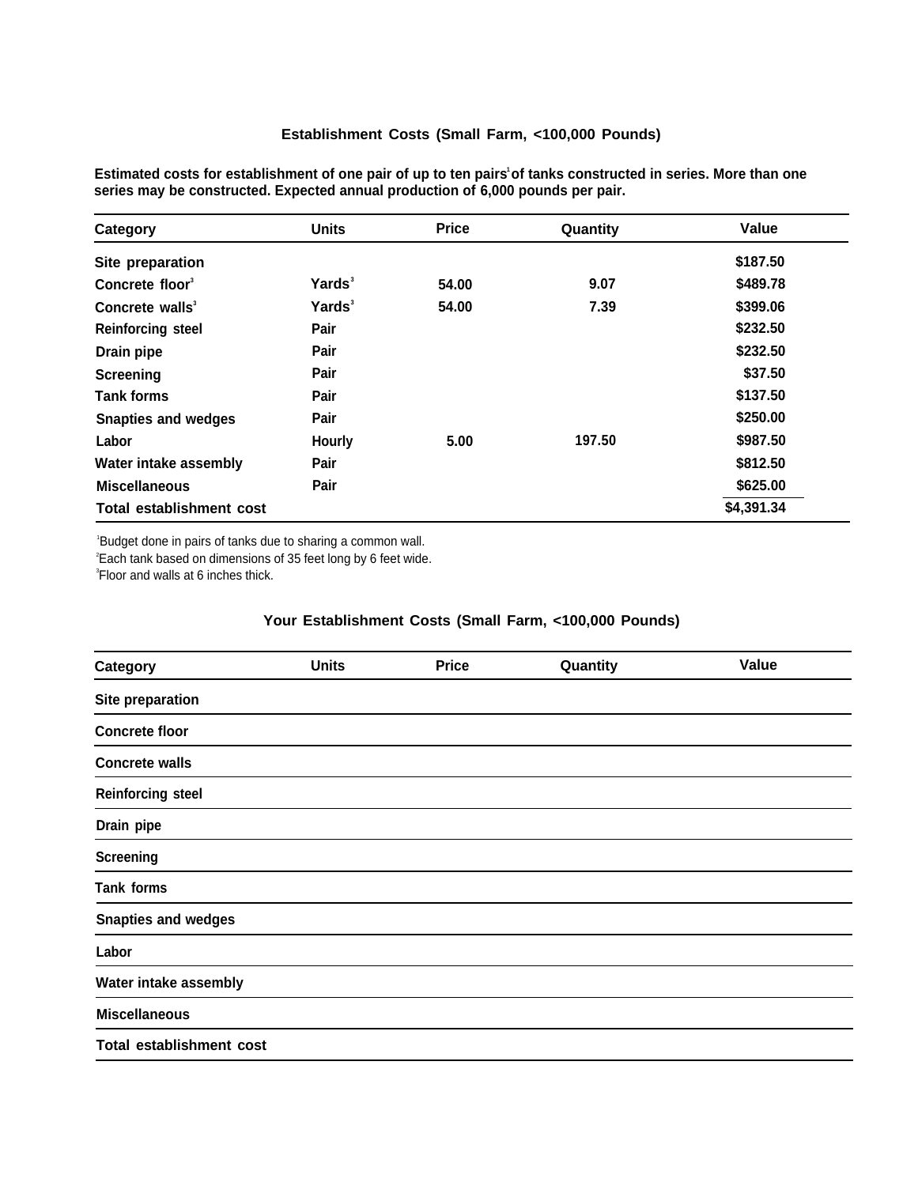### Establishment Costs (Small Farm, <100,000 Pounds)

**Estimated costs for establishment of one pair of up to ten pairs[1] of tanks constructed in series. More than one series may be constructed. Expected annual production of 6,000 pounds per pair.**

| Category | Units | Price | Quantity | Value |
|---|---|---|---|---|
| Site preparation | | | | $187.50 |
| Concrete floor[3] | Yards[3] | 54.00 | 9.07 | $489.78 |
| Concrete walls[3] | Yards[3] | 54.00 | 7.39 | $399.06 |
| Reinforcing steel | Pair | | | $232.50 |
| Drain pipe | Pair | | | $232.50 |
| Screening | Pair | | | $37.50 |
| Tank forms | Pair | | | $137.50 |
| Snapties and wedges | Pair | | | $250.00 |
| Labor | Hourly | 5.00 | 197.50 | $987.50 |
| Water intake assembly | Pair | | | $812.50 |
| Miscellaneous | Pair | | | $625.00 |
| Total establishment cost | | | | $4,391.34 |

[1]Budget done in pairs of tanks due to sharing a common wall.
[2]Each tank based on dimensions of 35 feet long by 6 feet wide.
[3]Floor and walls at 6 inches thick.

### Your Establishment Costs (Small Farm, <100,000 Pounds)

| Category | Units | Price | Quantity | Value |
|---|---|---|---|---|
| Site preparation | | | | |
| Concrete floor | | | | |
| Concrete walls | | | | |
| Reinforcing steel | | | | |
| Drain pipe | | | | |
| Screening | | | | |
| Tank forms | | | | |
| Snapties and wedges | | | | |
| Labor | | | | |
| Water intake assembly | | | | |
| Miscellaneous | | | | |
| Total establishment cost | | | | |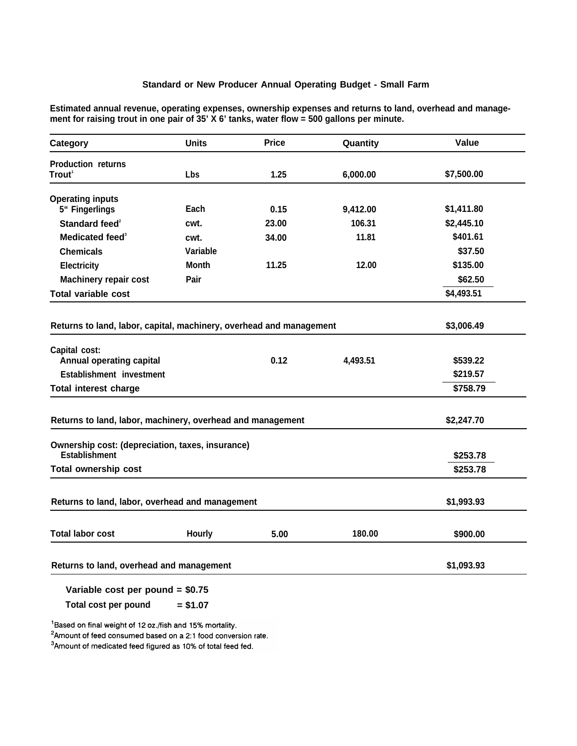### Standard or New Producer Annual Operating Budget - Small Farm

**Estimated annual revenue, operating expenses, ownership expenses and returns to land, overhead and management for raising trout in one pair of 35' X 6' tanks, water flow = 500 gallons per minute.**

| Category | Units | Price | Quantity | Value |
|---|---|---|---|---|
| **Production returns** | | | | |
| Trout[1] | Lbs | 1.25 | 6,000.00 | $7,500.00 |
| **Operating inputs** | | | | |
| 5" Fingerlings | Each | 0.15 | 9,412.00 | $1,411.80 |
| Standard feed[2] | cwt. | 23.00 | 106.31 | $2,445.10 |
| Medicated feed[3] | cwt. | 34.00 | 11.81 | $401.61 |
| Chemicals | Variable | | | $37.50 |
| Electricity | Month | 11.25 | 12.00 | $135.00 |
| Machinery repair cost | Pair | | | $62.50 |
| **Total variable cost** | | | | $4,493.51 |
| **Returns to land, labor, capital, machinery, overhead and management** | | | | $3,006.49 |
| **Capital cost:** | | | | |
| Annual operating capital | | 0.12 | 4,493.51 | $539.22 |
| Establishment investment | | | | $219.57 |
| **Total interest charge** | | | | $758.79 |
| **Returns to land, labor, machinery, overhead and management** | | | | $2,247.70 |
| **Ownership cost: (depreciation, taxes, insurance)** | | | | |
| Establishment | | | | $253.78 |
| **Total ownership cost** | | | | $253.78 |
| **Returns to land, labor, overhead and management** | | | | $1,993.93 |
| **Total labor cost** | Hourly | 5.00 | 180.00 | $900.00 |
| **Returns to land, overhead and management** | | | | $1,093.93 |

**Variable cost per pound = $0.75**

**Total cost per pound = $1.07**

[1]Based on final weight of 12 oz./fish and 15% mortality.
[2]Amount of feed consumed based on a 2:1 food conversion rate.
[3]Amount of medicated feed figured as 10% of total feed fed.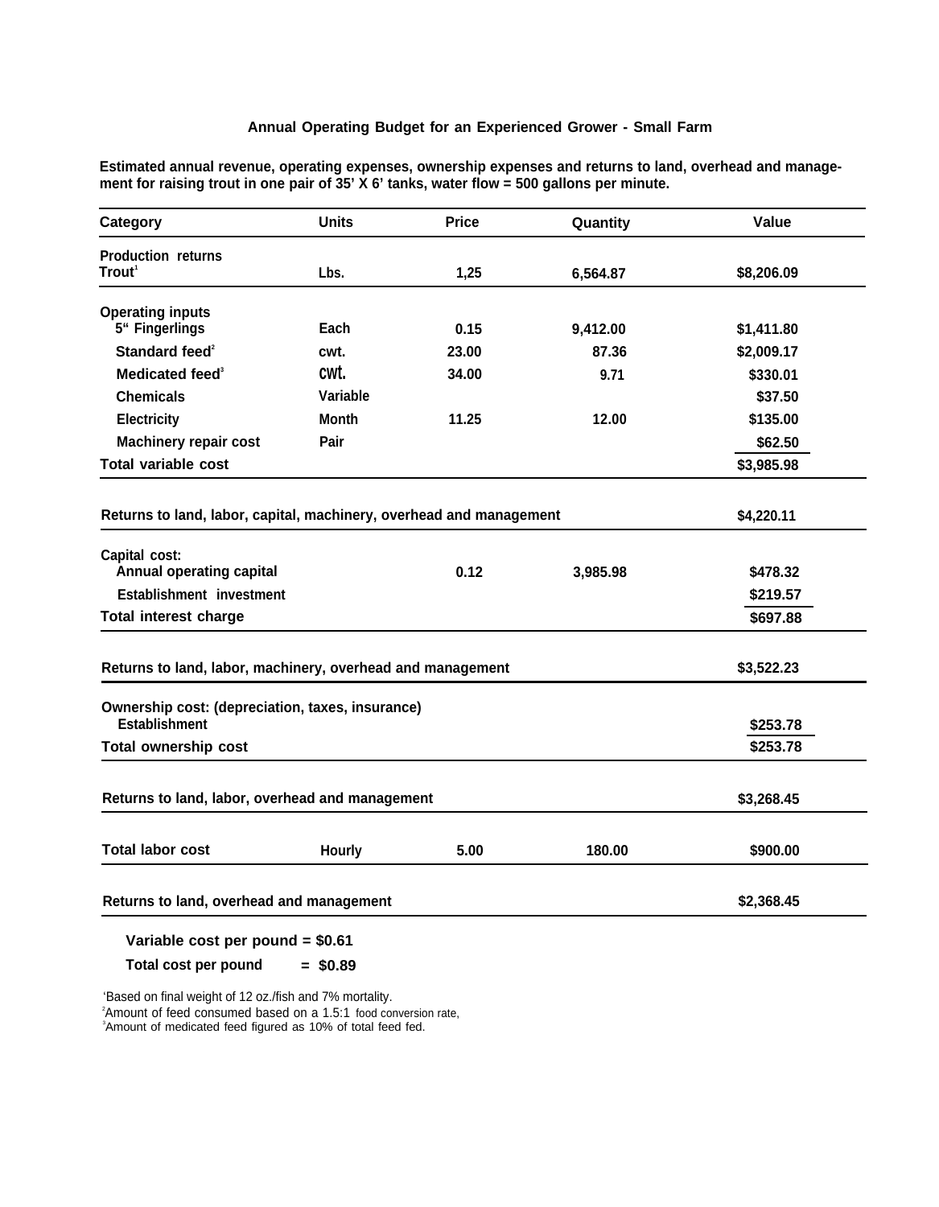### Annual Operating Budget for an Experienced Grower - Small Farm

**Estimated annual revenue, operating expenses, ownership expenses and returns to land, overhead and management for raising trout in one pair of 35' X 6' tanks, water flow = 500 gallons per minute.**

| Category | Units | Price | Quantity | Value |
|---|---|---|---|---|
| **Production returns** | | | | |
| Trout[1] | Lbs. | 1,25 | 6,564.87 | $8,206.09 |
| **Operating inputs** | | | | |
| 5" Fingerlings | Each | 0.15 | 9,412.00 | $1,411.80 |
| Standard feed[2] | cwt. | 23.00 | 87.36 | $2,009.17 |
| Medicated feed[3] | cwt. | 34.00 | 9.71 | $330.01 |
| Chemicals | Variable | | | $37.50 |
| Electricity | Month | 11.25 | 12.00 | $135.00 |
| Machinery repair cost | Pair | | | $62.50 |
| **Total variable cost** | | | | $3,985.98 |
| **Returns to land, labor, capital, machinery, overhead and management** | | | | $4,220.11 |
| **Capital cost:** | | | | |
| Annual operating capital | | 0.12 | 3,985.98 | $478.32 |
| Establishment investment | | | | $219.57 |
| **Total interest charge** | | | | $697.88 |
| **Returns to land, labor, machinery, overhead and management** | | | | $3,522.23 |
| **Ownership cost: (depreciation, taxes, insurance)** | | | | |
| Establishment | | | | $253.78 |
| **Total ownership cost** | | | | $253.78 |
| **Returns to land, labor, overhead and management** | | | | $3,268.45 |
| **Total labor cost** | Hourly | 5.00 | 180.00 | $900.00 |
| **Returns to land, overhead and management** | | | | $2,368.45 |

**Variable cost per pound = $0.61**

**Total cost per pound = $0.89**

[1]Based on final weight of 12 oz./fish and 7% mortality.
[2]Amount of feed consumed based on a 1.5:1 food conversion rate,
[3]Amount of medicated feed figured as 10% of total feed fed.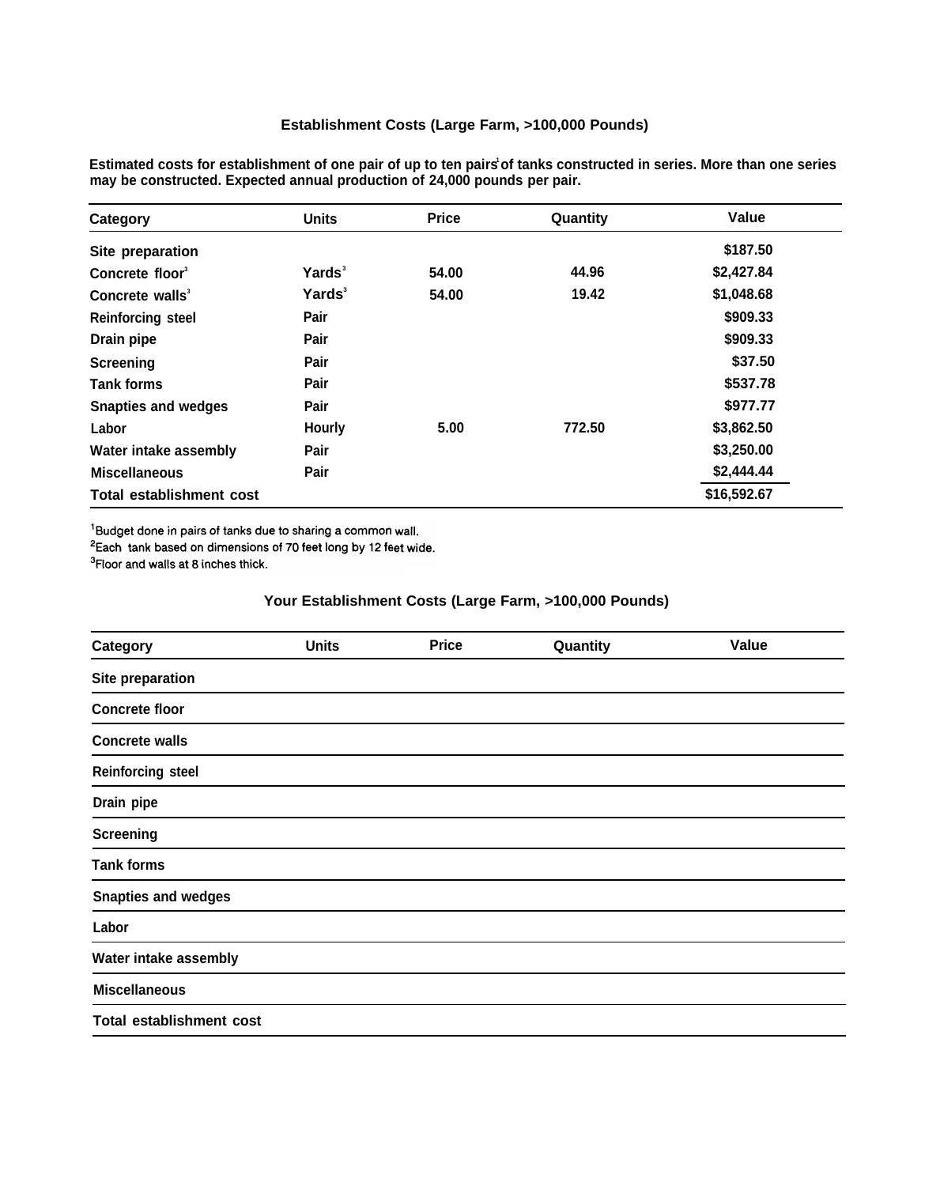### Establishment Costs (Large Farm, >100,000 Pounds)

**Estimated costs for establishment of one pair of up to ten pairs[1] of tanks constructed in series. More than one series may be constructed. Expected annual production of 24,000 pounds per pair.**

| Category | Units | Price | Quantity | Value |
|---|---|---|---|---|
| Site preparation | | | | $187.50 |
| Concrete floor[3] | Yards[3] | 54.00 | 44.96 | $2,427.84 |
| Concrete walls[3] | Yards[3] | 54.00 | 19.42 | $1,048.68 |
| Reinforcing steel | Pair | | | $909.33 |
| Drain pipe | Pair | | | $909.33 |
| Screening | Pair | | | $37.50 |
| Tank forms | Pair | | | $537.78 |
| Snapties and wedges | Pair | | | $977.77 |
| Labor | Hourly | 5.00 | 772.50 | $3,862.50 |
| Water intake assembly | Pair | | | $3,250.00 |
| Miscellaneous | Pair | | | $2,444.44 |
| Total establishment cost | | | | $16,592.67 |

[1]Budget done in pairs of tanks due to sharing a common wall.
[2]Each tank based on dimensions of 70 feet long by 12 feet wide.
[3]Floor and walls at 8 inches thick.

### Your Establishment Costs (Large Farm, >100,000 Pounds)

| Category | Units | Price | Quantity | Value |
|---|---|---|---|---|
| Site preparation | | | | |
| Concrete floor | | | | |
| Concrete walls | | | | |
| Reinforcing steel | | | | |
| Drain pipe | | | | |
| Screening | | | | |
| Tank forms | | | | |
| Snapties and wedges | | | | |
| Labor | | | | |
| Water intake assembly | | | | |
| Miscellaneous | | | | |
| Total establishment cost | | | | |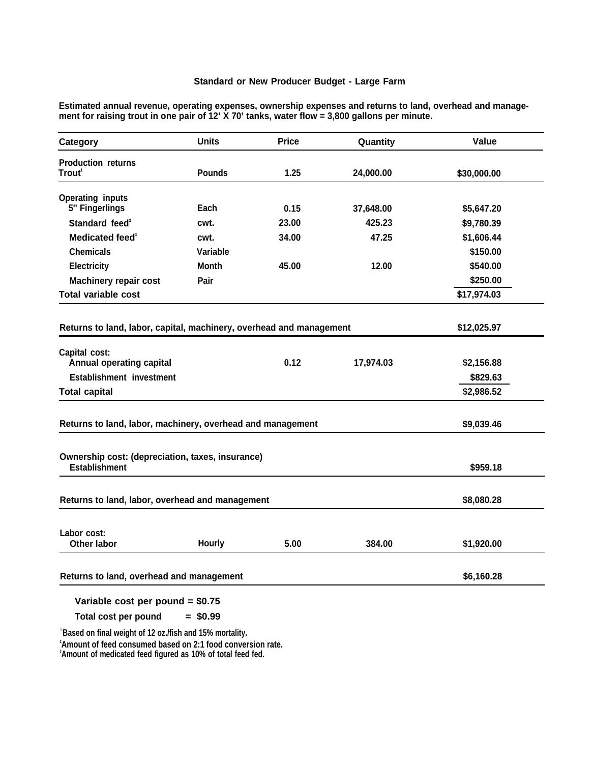### Standard or New Producer Budget - Large Farm

**Estimated annual revenue, operating expenses, ownership expenses and returns to land, overhead and management for raising trout in one pair of 12' X 70' tanks, water flow = 3,800 gallons per minute.**

| Category | Units | Price | Quantity | Value |
|---|---|---|---|---|
| **Production returns** | | | | |
| Trout[1] | Pounds | 1.25 | 24,000.00 | $30,000.00 |
| **Operating inputs** | | | | |
| 5" Fingerlings | Each | 0.15 | 37,648.00 | $5,647.20 |
| Standard feed[2] | cwt. | 23.00 | 425.23 | $9,780.39 |
| Medicated feed[3] | cwt. | 34.00 | 47.25 | $1,606.44 |
| Chemicals | Variable | | | $150.00 |
| Electricity | Month | 45.00 | 12.00 | $540.00 |
| Machinery repair cost | Pair | | | $250.00 |
| **Total variable cost** | | | | $17,974.03 |
| **Returns to land, labor, capital, machinery, overhead and management** | | | | $12,025.97 |
| **Capital cost:** | | | | |
| Annual operating capital | | 0.12 | 17,974.03 | $2,156.88 |
| Establishment investment | | | | $829.63 |
| **Total capital** | | | | $2,986.52 |
| **Returns to land, labor, machinery, overhead and management** | | | | $9,039.46 |
| **Ownership cost: (depreciation, taxes, insurance)** | | | | |
| Establishment | | | | $959.18 |
| **Returns to land, labor, overhead and management** | | | | $8,080.28 |
| **Labor cost:** | | | | |
| Other labor | Hourly | 5.00 | 384.00 | $1,920.00 |
| **Returns to land, overhead and management** | | | | $6,160.28 |

**Variable cost per pound = $0.75**

**Total cost per pound = $0.99**

[1] Based on final weight of 12 oz./fish and 15% mortality.
[2] Amount of feed consumed based on 2:1 food conversion rate.
[3] Amount of medicated feed figured as 10% of total feed fed.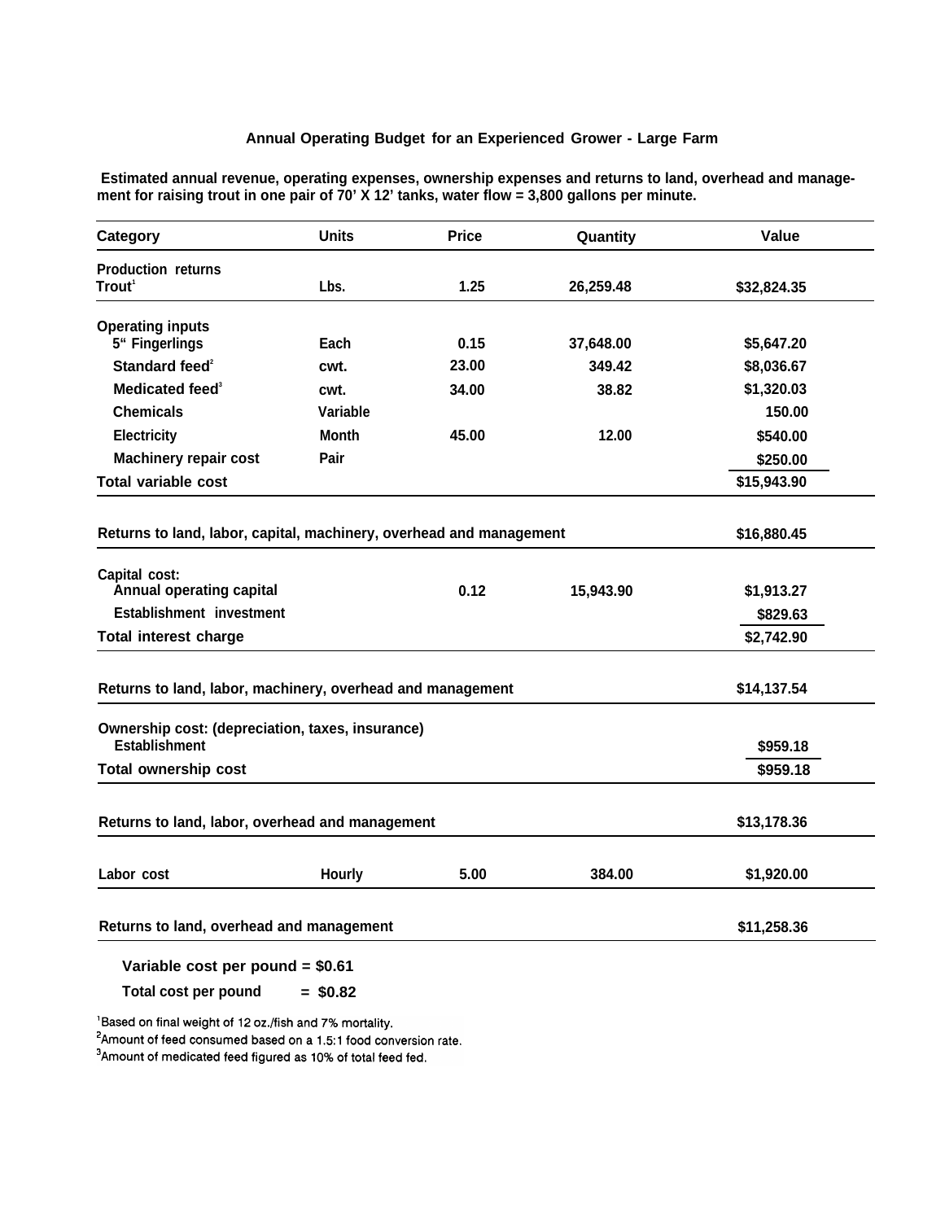### Annual Operating Budget for an Experienced Grower - Large Farm

**Estimated annual revenue, operating expenses, ownership expenses and returns to land, overhead and management for raising trout in one pair of 70' X 12' tanks, water flow = 3,800 gallons per minute.**

| Category | Units | Price | Quantity | Value |
|---|---|---|---|---|
| **Production returns** | | | | |
| Trout[1] | Lbs. | 1.25 | 26,259.48 | $32,824.35 |
| **Operating inputs** | | | | |
| 5" Fingerlings | Each | 0.15 | 37,648.00 | $5,647.20 |
| Standard feed[2] | cwt. | 23.00 | 349.42 | $8,036.67 |
| Medicated feed[3] | cwt. | 34.00 | 38.82 | $1,320.03 |
| Chemicals | Variable | | | 150.00 |
| Electricity | Month | 45.00 | 12.00 | $540.00 |
| Machinery repair cost | Pair | | | $250.00 |
| **Total variable cost** | | | | $15,943.90 |
| **Returns to land, labor, capital, machinery, overhead and management** | | | | $16,880.45 |
| **Capital cost:** | | | | |
| Annual operating capital | | 0.12 | 15,943.90 | $1,913.27 |
| Establishment investment | | | | $829.63 |
| **Total interest charge** | | | | $2,742.90 |
| **Returns to land, labor, machinery, overhead and management** | | | | $14,137.54 |
| **Ownership cost: (depreciation, taxes, insurance)** | | | | |
| Establishment | | | | $959.18 |
| **Total ownership cost** | | | | $959.18 |
| **Returns to land, labor, overhead and management** | | | | $13,178.36 |
| **Labor cost** | Hourly | 5.00 | 384.00 | $1,920.00 |
| **Returns to land, overhead and management** | | | | $11,258.36 |

**Variable cost per pound = $0.61**

**Total cost per pound = $0.82**

[1]Based on final weight of 12 oz./fish and 7% mortality.
[2]Amount of feed consumed based on a 1.5:1 food conversion rate.
[3]Amount of medicated feed figured as 10% of total feed fed.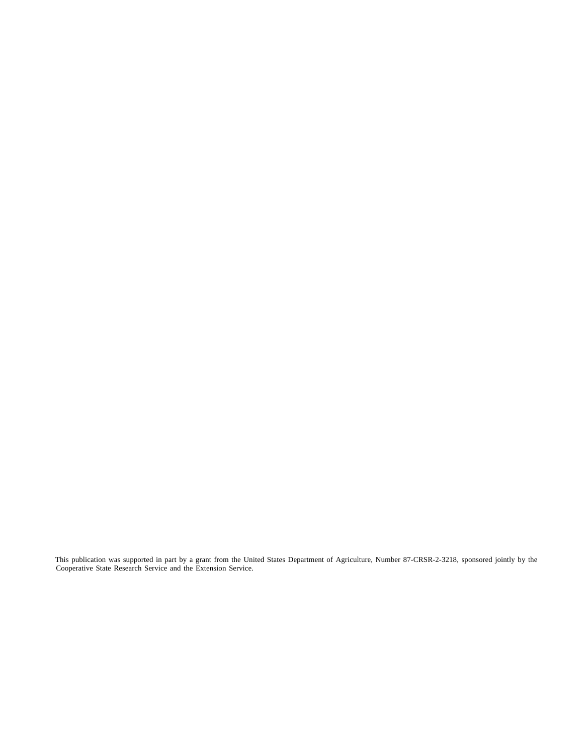This publication was supported in part by a grant from the United States Department of Agriculture, Number 87-CRSR-2-3218, sponsored jointly by the Cooperative State Research Service and the Extension Service.